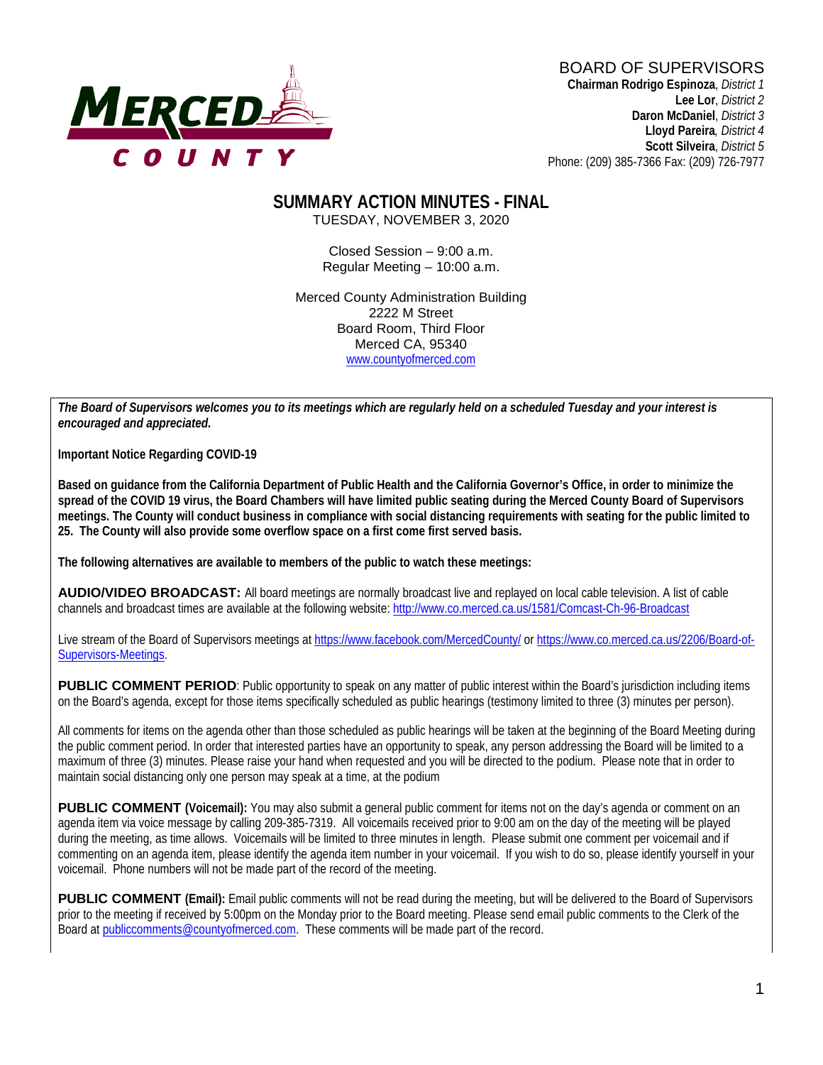MERCED COUNTY

BOARD OF SUPERVISORS

**Chairman Rodrigo Espinoza**, *District 1*
**Lee Lor**, *District 2*
**Daron McDaniel**, *District 3*
**Lloyd Pareira**, *District 4*
**Scott Silveira**, *District 5*
Phone: (209) 385-7366 Fax: (209) 726-7977

# SUMMARY ACTION MINUTES - FINAL

TUESDAY, NOVEMBER 3, 2020

Closed Session – 9:00 a.m.
Regular Meeting – 10:00 a.m.

Merced County Administration Building
2222 M Street
Board Room, Third Floor
Merced CA, 95340
www.countyofmerced.com

***The Board of Supervisors welcomes you to its meetings which are regularly held on a scheduled Tuesday and your interest is encouraged and appreciated.***

**Important Notice Regarding COVID-19**

**Based on guidance from the California Department of Public Health and the California Governor's Office, in order to minimize the spread of the COVID 19 virus, the Board Chambers will have limited public seating during the Merced County Board of Supervisors meetings. The County will conduct business in compliance with social distancing requirements with seating for the public limited to 25. The County will also provide some overflow space on a first come first served basis.**

**The following alternatives are available to members of the public to watch these meetings:**

**AUDIO/VIDEO BROADCAST:** All board meetings are normally broadcast live and replayed on local cable television. A list of cable channels and broadcast times are available at the following website: http://www.co.merced.ca.us/1581/Comcast-Ch-96-Broadcast

Live stream of the Board of Supervisors meetings at https://www.facebook.com/MercedCounty/ or https://www.co.merced.ca.us/2206/Board-of-Supervisors-Meetings.

**PUBLIC COMMENT PERIOD**: Public opportunity to speak on any matter of public interest within the Board's jurisdiction including items on the Board's agenda, except for those items specifically scheduled as public hearings (testimony limited to three (3) minutes per person).

All comments for items on the agenda other than those scheduled as public hearings will be taken at the beginning of the Board Meeting during the public comment period. In order that interested parties have an opportunity to speak, any person addressing the Board will be limited to a maximum of three (3) minutes. Please raise your hand when requested and you will be directed to the podium. Please note that in order to maintain social distancing only one person may speak at a time, at the podium

**PUBLIC COMMENT (Voicemail):** You may also submit a general public comment for items not on the day's agenda or comment on an agenda item via voice message by calling 209-385-7319. All voicemails received prior to 9:00 am on the day of the meeting will be played during the meeting, as time allows. Voicemails will be limited to three minutes in length. Please submit one comment per voicemail and if commenting on an agenda item, please identify the agenda item number in your voicemail. If you wish to do so, please identify yourself in your voicemail. Phone numbers will not be made part of the record of the meeting.

**PUBLIC COMMENT (Email):** Email public comments will not be read during the meeting, but will be delivered to the Board of Supervisors prior to the meeting if received by 5:00pm on the Monday prior to the Board meeting. Please send email public comments to the Clerk of the Board at publiccomments@countyofmerced.com. These comments will be made part of the record.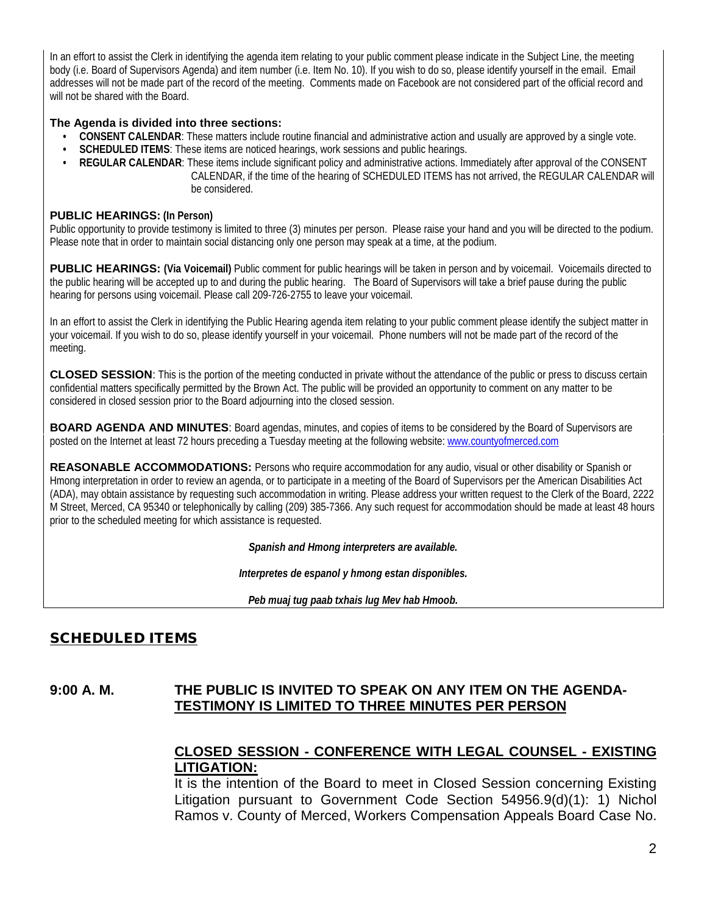In an effort to assist the Clerk in identifying the agenda item relating to your public comment please indicate in the Subject Line, the meeting body (i.e. Board of Supervisors Agenda) and item number (i.e. Item No. 10). If you wish to do so, please identify yourself in the email. Email addresses will not be made part of the record of the meeting. Comments made on Facebook are not considered part of the official record and will not be shared with the Board.

**The Agenda is divided into three sections:**

- **CONSENT CALENDAR**: These matters include routine financial and administrative action and usually are approved by a single vote.
- **SCHEDULED ITEMS**: These items are noticed hearings, work sessions and public hearings.
- **REGULAR CALENDAR**: These items include significant policy and administrative actions. Immediately after approval of the CONSENT CALENDAR, if the time of the hearing of SCHEDULED ITEMS has not arrived, the REGULAR CALENDAR will be considered.

**PUBLIC HEARINGS: (In Person)**
Public opportunity to provide testimony is limited to three (3) minutes per person. Please raise your hand and you will be directed to the podium. Please note that in order to maintain social distancing only one person may speak at a time, at the podium.

**PUBLIC HEARINGS: (Via Voicemail)** Public comment for public hearings will be taken in person and by voicemail. Voicemails directed to the public hearing will be accepted up to and during the public hearing. The Board of Supervisors will take a brief pause during the public hearing for persons using voicemail. Please call 209-726-2755 to leave your voicemail.

In an effort to assist the Clerk in identifying the Public Hearing agenda item relating to your public comment please identify the subject matter in your voicemail. If you wish to do so, please identify yourself in your voicemail. Phone numbers will not be made part of the record of the meeting.

**CLOSED SESSION**: This is the portion of the meeting conducted in private without the attendance of the public or press to discuss certain confidential matters specifically permitted by the Brown Act. The public will be provided an opportunity to comment on any matter to be considered in closed session prior to the Board adjourning into the closed session.

**BOARD AGENDA AND MINUTES**: Board agendas, minutes, and copies of items to be considered by the Board of Supervisors are posted on the Internet at least 72 hours preceding a Tuesday meeting at the following website: [www.countyofmerced.com](http://www.countyofmerced.com)

**REASONABLE ACCOMMODATIONS:** Persons who require accommodation for any audio, visual or other disability or Spanish or Hmong interpretation in order to review an agenda, or to participate in a meeting of the Board of Supervisors per the American Disabilities Act (ADA), may obtain assistance by requesting such accommodation in writing. Please address your written request to the Clerk of the Board, 2222 M Street, Merced, CA 95340 or telephonically by calling (209) 385-7366. Any such request for accommodation should be made at least 48 hours prior to the scheduled meeting for which assistance is requested.

***Spanish and Hmong interpreters are available.***

***Interpretes de espanol y hmong estan disponibles.***

***Peb muaj tug paab txhais lug Mev hab Hmoob.***

## SCHEDULED ITEMS

**9:00 A. M.** **THE PUBLIC IS INVITED TO SPEAK ON ANY ITEM ON THE AGENDA-TESTIMONY IS LIMITED TO THREE MINUTES PER PERSON**

**CLOSED SESSION - CONFERENCE WITH LEGAL COUNSEL - EXISTING LITIGATION:**
It is the intention of the Board to meet in Closed Session concerning Existing Litigation pursuant to Government Code Section 54956.9(d)(1): 1) Nichol Ramos v. County of Merced, Workers Compensation Appeals Board Case No.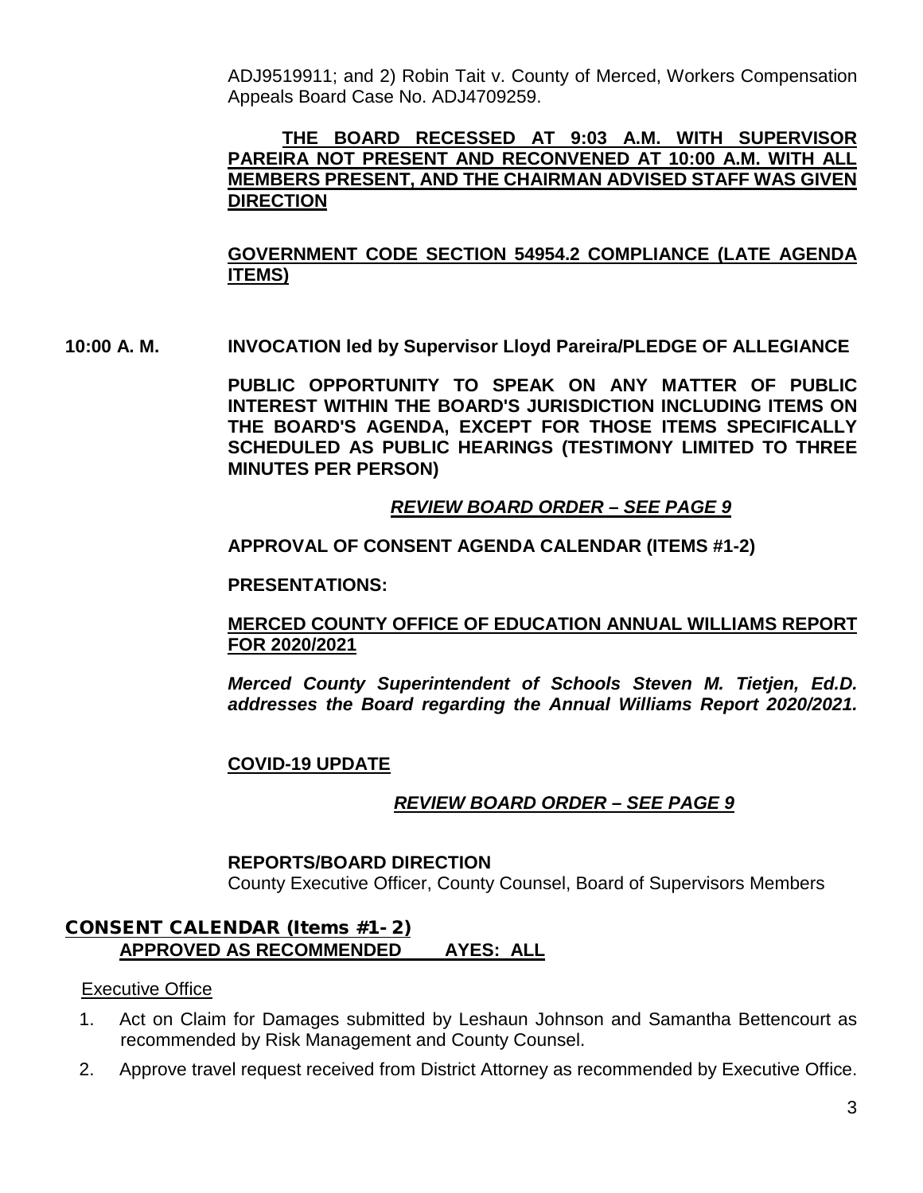ADJ9519911; and 2) Robin Tait v. County of Merced, Workers Compensation Appeals Board Case No. ADJ4709259.

**THE BOARD RECESSED AT 9:03 A.M. WITH SUPERVISOR PAREIRA NOT PRESENT AND RECONVENED AT 10:00 A.M. WITH ALL MEMBERS PRESENT, AND THE CHAIRMAN ADVISED STAFF WAS GIVEN DIRECTION**

**GOVERNMENT CODE SECTION 54954.2 COMPLIANCE (LATE AGENDA ITEMS)**

**10:00 A. M. INVOCATION led by Supervisor Lloyd Pareira/PLEDGE OF ALLEGIANCE**

**PUBLIC OPPORTUNITY TO SPEAK ON ANY MATTER OF PUBLIC INTEREST WITHIN THE BOARD'S JURISDICTION INCLUDING ITEMS ON THE BOARD'S AGENDA, EXCEPT FOR THOSE ITEMS SPECIFICALLY SCHEDULED AS PUBLIC HEARINGS (TESTIMONY LIMITED TO THREE MINUTES PER PERSON)**

***REVIEW BOARD ORDER – SEE PAGE 9***

**APPROVAL OF CONSENT AGENDA CALENDAR (ITEMS #1-2)**

**PRESENTATIONS:**

**MERCED COUNTY OFFICE OF EDUCATION ANNUAL WILLIAMS REPORT FOR 2020/2021**

***Merced County Superintendent of Schools Steven M. Tietjen, Ed.D. addresses the Board regarding the Annual Williams Report 2020/2021.***

**COVID-19 UPDATE**

***REVIEW BOARD ORDER – SEE PAGE 9***

**REPORTS/BOARD DIRECTION**
County Executive Officer, County Counsel, Board of Supervisors Members

## CONSENT CALENDAR (Items #1- 2)

**APPROVED AS RECOMMENDED AYES: ALL**

Executive Office

1. Act on Claim for Damages submitted by Leshaun Johnson and Samantha Bettencourt as recommended by Risk Management and County Counsel.
2. Approve travel request received from District Attorney as recommended by Executive Office.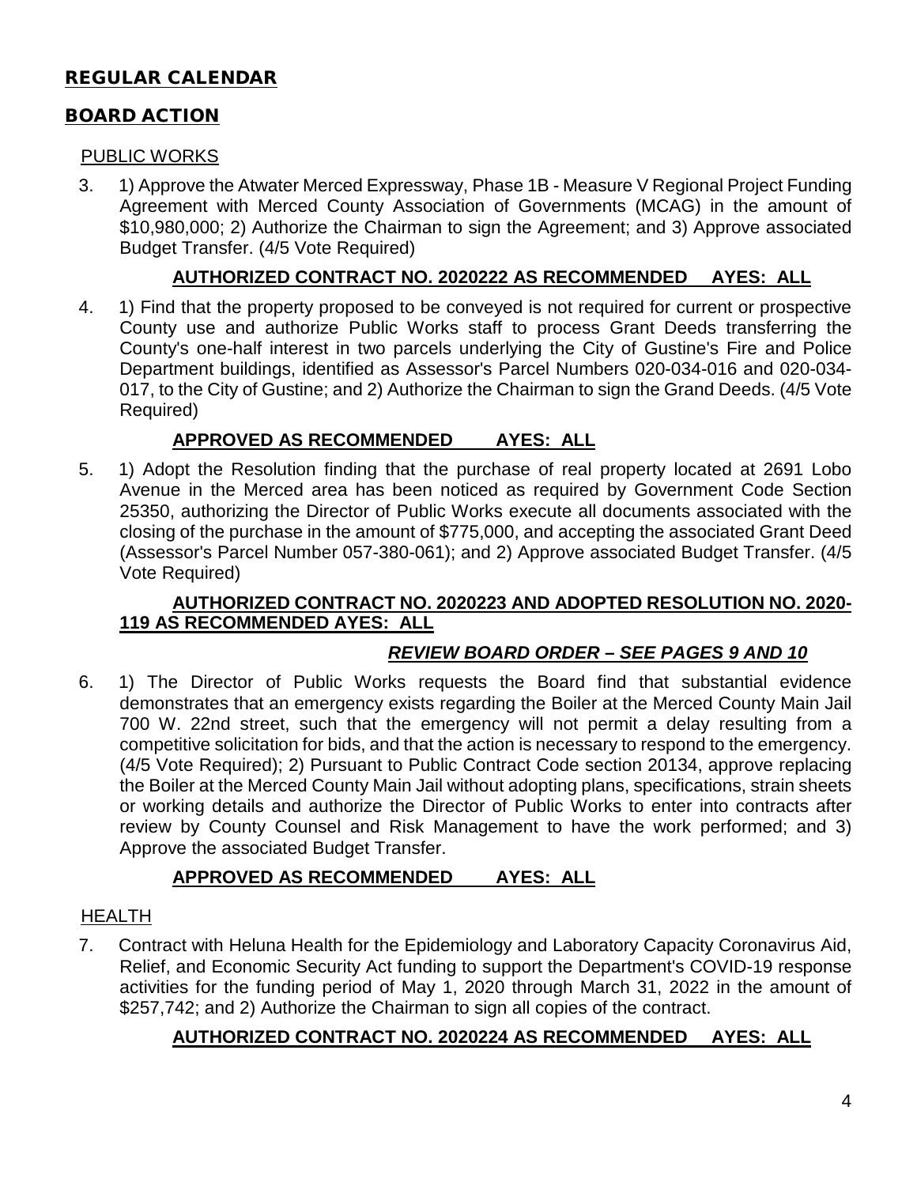## REGULAR CALENDAR

## BOARD ACTION

### PUBLIC WORKS

3. 1) Approve the Atwater Merced Expressway, Phase 1B - Measure V Regional Project Funding Agreement with Merced County Association of Governments (MCAG) in the amount of $10,980,000; 2) Authorize the Chairman to sign the Agreement; and 3) Approve associated Budget Transfer. (4/5 Vote Required)

   **AUTHORIZED CONTRACT NO. 2020222 AS RECOMMENDED AYES: ALL**

4. 1) Find that the property proposed to be conveyed is not required for current or prospective County use and authorize Public Works staff to process Grant Deeds transferring the County's one-half interest in two parcels underlying the City of Gustine's Fire and Police Department buildings, identified as Assessor's Parcel Numbers 020-034-016 and 020-034-017, to the City of Gustine; and 2) Authorize the Chairman to sign the Grand Deeds. (4/5 Vote Required)

   **APPROVED AS RECOMMENDED AYES: ALL**

5. 1) Adopt the Resolution finding that the purchase of real property located at 2691 Lobo Avenue in the Merced area has been noticed as required by Government Code Section 25350, authorizing the Director of Public Works execute all documents associated with the closing of the purchase in the amount of $775,000, and accepting the associated Grant Deed (Assessor's Parcel Number 057-380-061); and 2) Approve associated Budget Transfer. (4/5 Vote Required)

   **AUTHORIZED CONTRACT NO. 2020223 AND ADOPTED RESOLUTION NO. 2020-119 AS RECOMMENDED AYES: ALL**

   ***REVIEW BOARD ORDER – SEE PAGES 9 AND 10***

6. 1) The Director of Public Works requests the Board find that substantial evidence demonstrates that an emergency exists regarding the Boiler at the Merced County Main Jail 700 W. 22nd street, such that the emergency will not permit a delay resulting from a competitive solicitation for bids, and that the action is necessary to respond to the emergency. (4/5 Vote Required); 2) Pursuant to Public Contract Code section 20134, approve replacing the Boiler at the Merced County Main Jail without adopting plans, specifications, strain sheets or working details and authorize the Director of Public Works to enter into contracts after review by County Counsel and Risk Management to have the work performed; and 3) Approve the associated Budget Transfer.

   **APPROVED AS RECOMMENDED AYES: ALL**

### HEALTH

7. Contract with Heluna Health for the Epidemiology and Laboratory Capacity Coronavirus Aid, Relief, and Economic Security Act funding to support the Department's COVID-19 response activities for the funding period of May 1, 2020 through March 31, 2022 in the amount of $257,742; and 2) Authorize the Chairman to sign all copies of the contract.

   **AUTHORIZED CONTRACT NO. 2020224 AS RECOMMENDED AYES: ALL**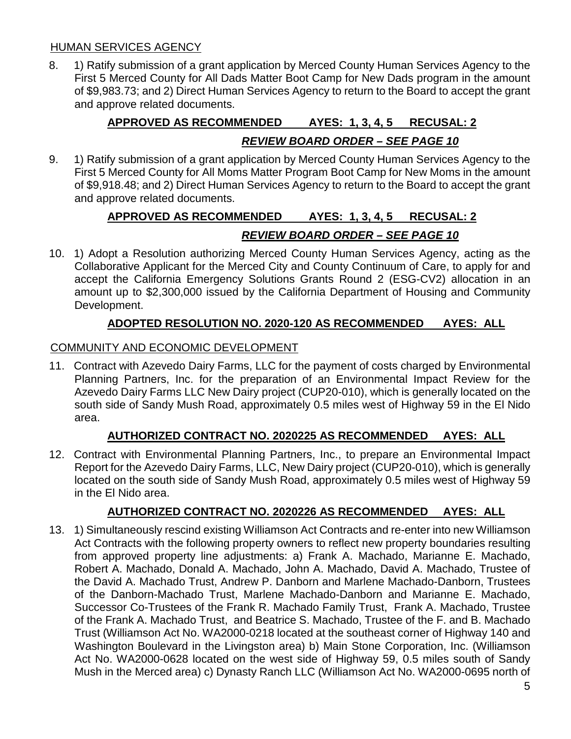## HUMAN SERVICES AGENCY

8. 1) Ratify submission of a grant application by Merced County Human Services Agency to the First 5 Merced County for All Dads Matter Boot Camp for New Dads program in the amount of $9,983.73; and 2) Direct Human Services Agency to return to the Board to accept the grant and approve related documents.

   **APPROVED AS RECOMMENDED AYES: 1, 3, 4, 5 RECUSAL: 2**

   ***REVIEW BOARD ORDER – SEE PAGE 10***

9. 1) Ratify submission of a grant application by Merced County Human Services Agency to the First 5 Merced County for All Moms Matter Program Boot Camp for New Moms in the amount of $9,918.48; and 2) Direct Human Services Agency to return to the Board to accept the grant and approve related documents.

   **APPROVED AS RECOMMENDED AYES: 1, 3, 4, 5 RECUSAL: 2**

   ***REVIEW BOARD ORDER – SEE PAGE 10***

10. 1) Adopt a Resolution authorizing Merced County Human Services Agency, acting as the Collaborative Applicant for the Merced City and County Continuum of Care, to apply for and accept the California Emergency Solutions Grants Round 2 (ESG-CV2) allocation in an amount up to $2,300,000 issued by the California Department of Housing and Community Development.

    **ADOPTED RESOLUTION NO. 2020-120 AS RECOMMENDED AYES: ALL**

## COMMUNITY AND ECONOMIC DEVELOPMENT

11. Contract with Azevedo Dairy Farms, LLC for the payment of costs charged by Environmental Planning Partners, Inc. for the preparation of an Environmental Impact Review for the Azevedo Dairy Farms LLC New Dairy project (CUP20-010), which is generally located on the south side of Sandy Mush Road, approximately 0.5 miles west of Highway 59 in the El Nido area.

    **AUTHORIZED CONTRACT NO. 2020225 AS RECOMMENDED AYES: ALL**

12. Contract with Environmental Planning Partners, Inc., to prepare an Environmental Impact Report for the Azevedo Dairy Farms, LLC, New Dairy project (CUP20-010), which is generally located on the south side of Sandy Mush Road, approximately 0.5 miles west of Highway 59 in the El Nido area.

    **AUTHORIZED CONTRACT NO. 2020226 AS RECOMMENDED AYES: ALL**

13. 1) Simultaneously rescind existing Williamson Act Contracts and re-enter into new Williamson Act Contracts with the following property owners to reflect new property boundaries resulting from approved property line adjustments: a) Frank A. Machado, Marianne E. Machado, Robert A. Machado, Donald A. Machado, John A. Machado, David A. Machado, Trustee of the David A. Machado Trust, Andrew P. Danborn and Marlene Machado-Danborn, Trustees of the Danborn-Machado Trust, Marlene Machado-Danborn and Marianne E. Machado, Successor Co-Trustees of the Frank R. Machado Family Trust, Frank A. Machado, Trustee of the Frank A. Machado Trust, and Beatrice S. Machado, Trustee of the F. and B. Machado Trust (Williamson Act No. WA2000-0218 located at the southeast corner of Highway 140 and Washington Boulevard in the Livingston area) b) Main Stone Corporation, Inc. (Williamson Act No. WA2000-0628 located on the west side of Highway 59, 0.5 miles south of Sandy Mush in the Merced area) c) Dynasty Ranch LLC (Williamson Act No. WA2000-0695 north of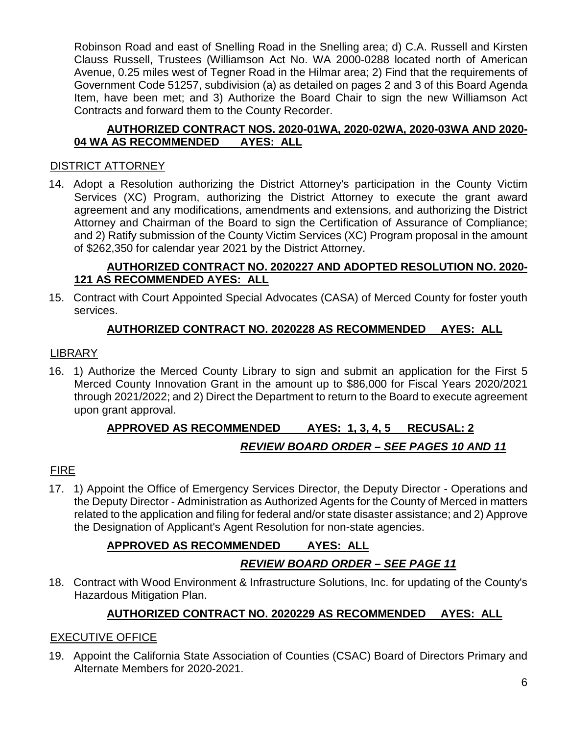Robinson Road and east of Snelling Road in the Snelling area; d) C.A. Russell and Kirsten Clauss Russell, Trustees (Williamson Act No. WA 2000-0288 located north of American Avenue, 0.25 miles west of Tegner Road in the Hilmar area; 2) Find that the requirements of Government Code 51257, subdivision (a) as detailed on pages 2 and 3 of this Board Agenda Item, have been met; and 3) Authorize the Board Chair to sign the new Williamson Act Contracts and forward them to the County Recorder.

**AUTHORIZED CONTRACT NOS. 2020-01WA, 2020-02WA, 2020-03WA AND 2020-04 WA AS RECOMMENDED AYES: ALL**

DISTRICT ATTORNEY

14. Adopt a Resolution authorizing the District Attorney's participation in the County Victim Services (XC) Program, authorizing the District Attorney to execute the grant award agreement and any modifications, amendments and extensions, and authorizing the District Attorney and Chairman of the Board to sign the Certification of Assurance of Compliance; and 2) Ratify submission of the County Victim Services (XC) Program proposal in the amount of $262,350 for calendar year 2021 by the District Attorney.

**AUTHORIZED CONTRACT NO. 2020227 AND ADOPTED RESOLUTION NO. 2020-121 AS RECOMMENDED AYES: ALL**

15. Contract with Court Appointed Special Advocates (CASA) of Merced County for foster youth services.

**AUTHORIZED CONTRACT NO. 2020228 AS RECOMMENDED AYES: ALL**

LIBRARY

16. 1) Authorize the Merced County Library to sign and submit an application for the First 5 Merced County Innovation Grant in the amount up to $86,000 for Fiscal Years 2020/2021 through 2021/2022; and 2) Direct the Department to return to the Board to execute agreement upon grant approval.

**APPROVED AS RECOMMENDED AYES: 1, 3, 4, 5 RECUSAL: 2**

***REVIEW BOARD ORDER – SEE PAGES 10 AND 11***

FIRE

17. 1) Appoint the Office of Emergency Services Director, the Deputy Director - Operations and the Deputy Director - Administration as Authorized Agents for the County of Merced in matters related to the application and filing for federal and/or state disaster assistance; and 2) Approve the Designation of Applicant's Agent Resolution for non-state agencies.

**APPROVED AS RECOMMENDED AYES: ALL**

***REVIEW BOARD ORDER – SEE PAGE 11***

18. Contract with Wood Environment & Infrastructure Solutions, Inc. for updating of the County's Hazardous Mitigation Plan.

**AUTHORIZED CONTRACT NO. 2020229 AS RECOMMENDED AYES: ALL**

EXECUTIVE OFFICE

19. Appoint the California State Association of Counties (CSAC) Board of Directors Primary and Alternate Members for 2020-2021.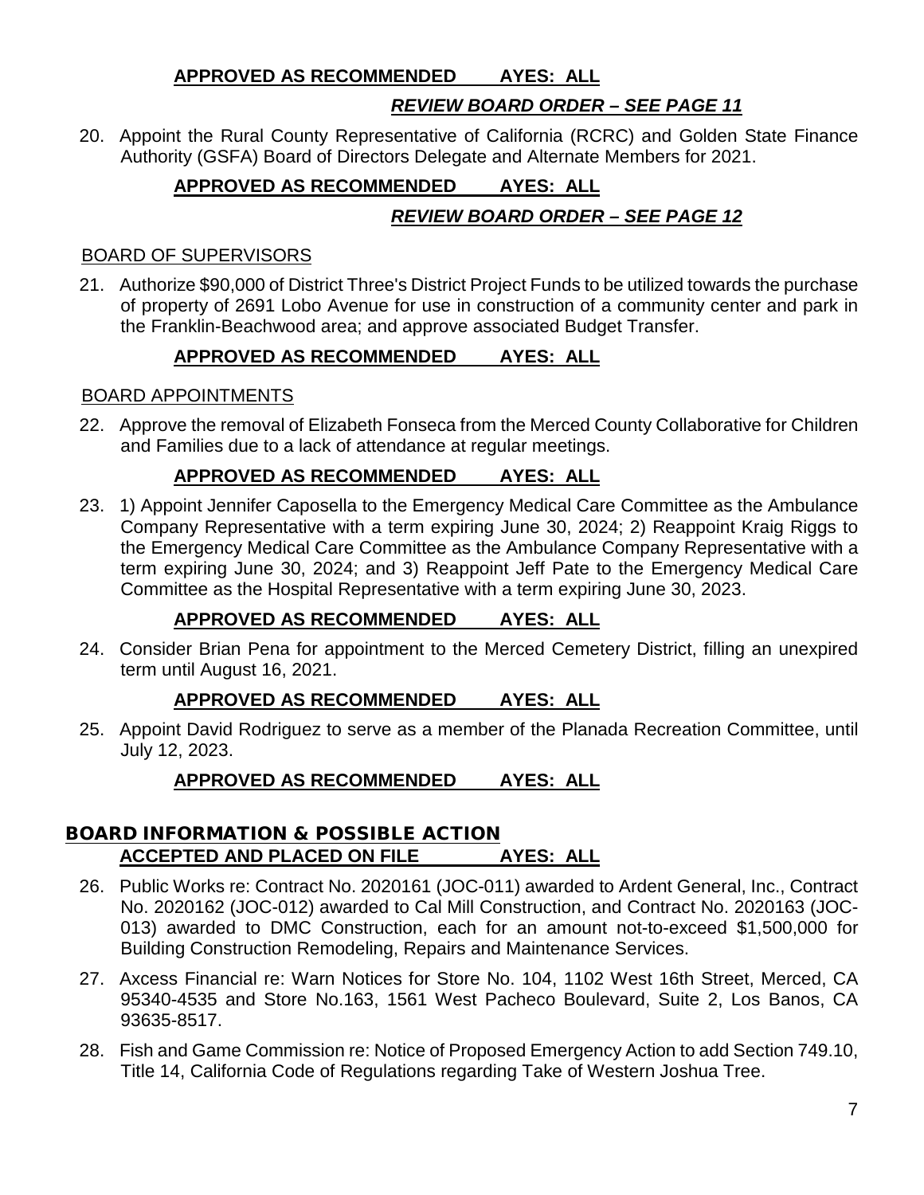**APPROVED AS RECOMMENDED AYES: ALL**

***REVIEW BOARD ORDER – SEE PAGE 11***

20. Appoint the Rural County Representative of California (RCRC) and Golden State Finance Authority (GSFA) Board of Directors Delegate and Alternate Members for 2021.

**APPROVED AS RECOMMENDED AYES: ALL**

***REVIEW BOARD ORDER – SEE PAGE 12***

BOARD OF SUPERVISORS

21. Authorize $90,000 of District Three's District Project Funds to be utilized towards the purchase of property of 2691 Lobo Avenue for use in construction of a community center and park in the Franklin-Beachwood area; and approve associated Budget Transfer.

**APPROVED AS RECOMMENDED AYES: ALL**

BOARD APPOINTMENTS

22. Approve the removal of Elizabeth Fonseca from the Merced County Collaborative for Children and Families due to a lack of attendance at regular meetings.

**APPROVED AS RECOMMENDED AYES: ALL**

23. 1) Appoint Jennifer Caposella to the Emergency Medical Care Committee as the Ambulance Company Representative with a term expiring June 30, 2024; 2) Reappoint Kraig Riggs to the Emergency Medical Care Committee as the Ambulance Company Representative with a term expiring June 30, 2024; and 3) Reappoint Jeff Pate to the Emergency Medical Care Committee as the Hospital Representative with a term expiring June 30, 2023.

**APPROVED AS RECOMMENDED AYES: ALL**

24. Consider Brian Pena for appointment to the Merced Cemetery District, filling an unexpired term until August 16, 2021.

**APPROVED AS RECOMMENDED AYES: ALL**

25. Appoint David Rodriguez to serve as a member of the Planada Recreation Committee, until July 12, 2023.

**APPROVED AS RECOMMENDED AYES: ALL**

## BOARD INFORMATION & POSSIBLE ACTION

**ACCEPTED AND PLACED ON FILE AYES: ALL**

26. Public Works re: Contract No. 2020161 (JOC-011) awarded to Ardent General, Inc., Contract No. 2020162 (JOC-012) awarded to Cal Mill Construction, and Contract No. 2020163 (JOC-013) awarded to DMC Construction, each for an amount not-to-exceed $1,500,000 for Building Construction Remodeling, Repairs and Maintenance Services.
27. Axcess Financial re: Warn Notices for Store No. 104, 1102 West 16th Street, Merced, CA 95340-4535 and Store No.163, 1561 West Pacheco Boulevard, Suite 2, Los Banos, CA 93635-8517.
28. Fish and Game Commission re: Notice of Proposed Emergency Action to add Section 749.10, Title 14, California Code of Regulations regarding Take of Western Joshua Tree.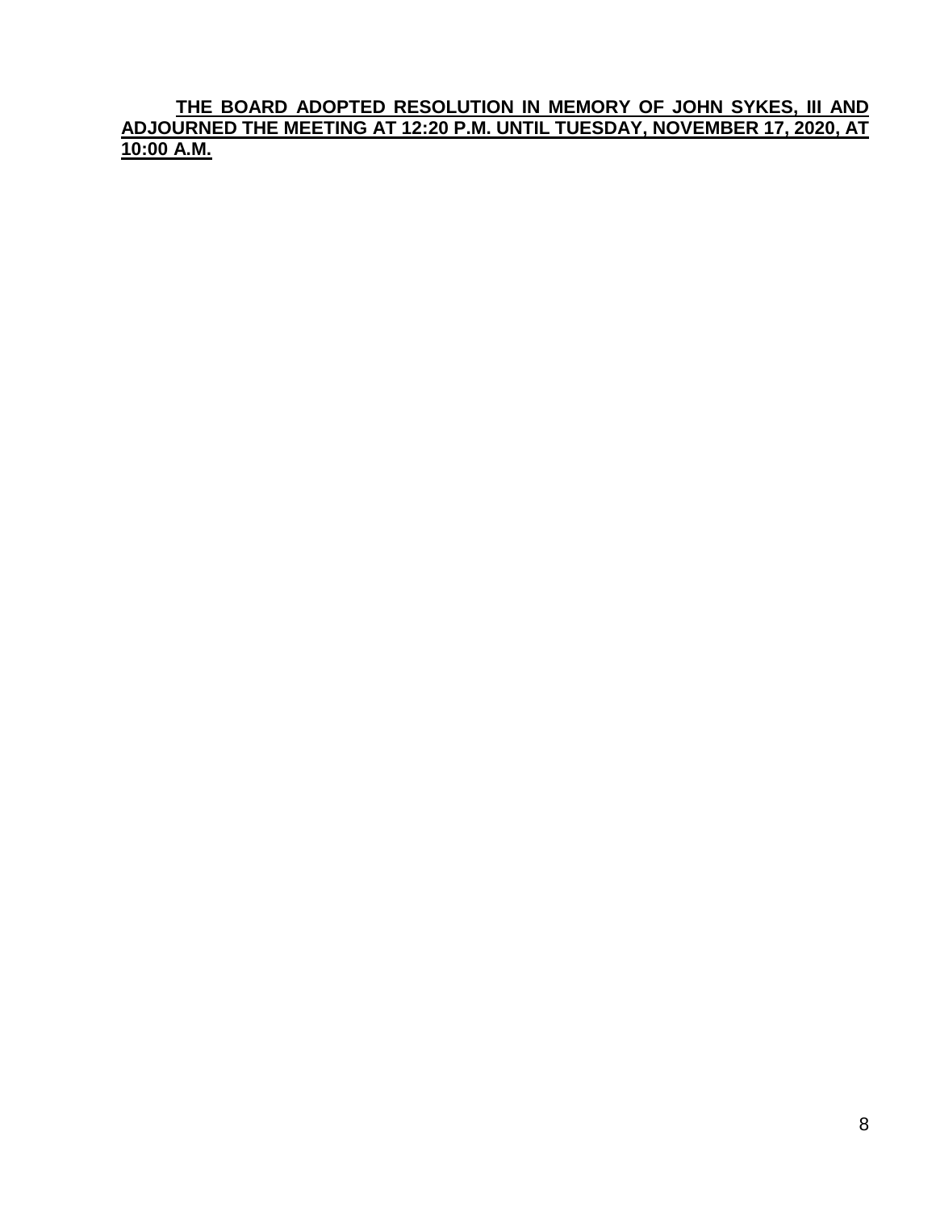**<u>THE BOARD ADOPTED RESOLUTION IN MEMORY OF JOHN SYKES, III AND ADJOURNED THE MEETING AT 12:20 P.M. UNTIL TUESDAY, NOVEMBER 17, 2020, AT 10:00 A.M.</u>**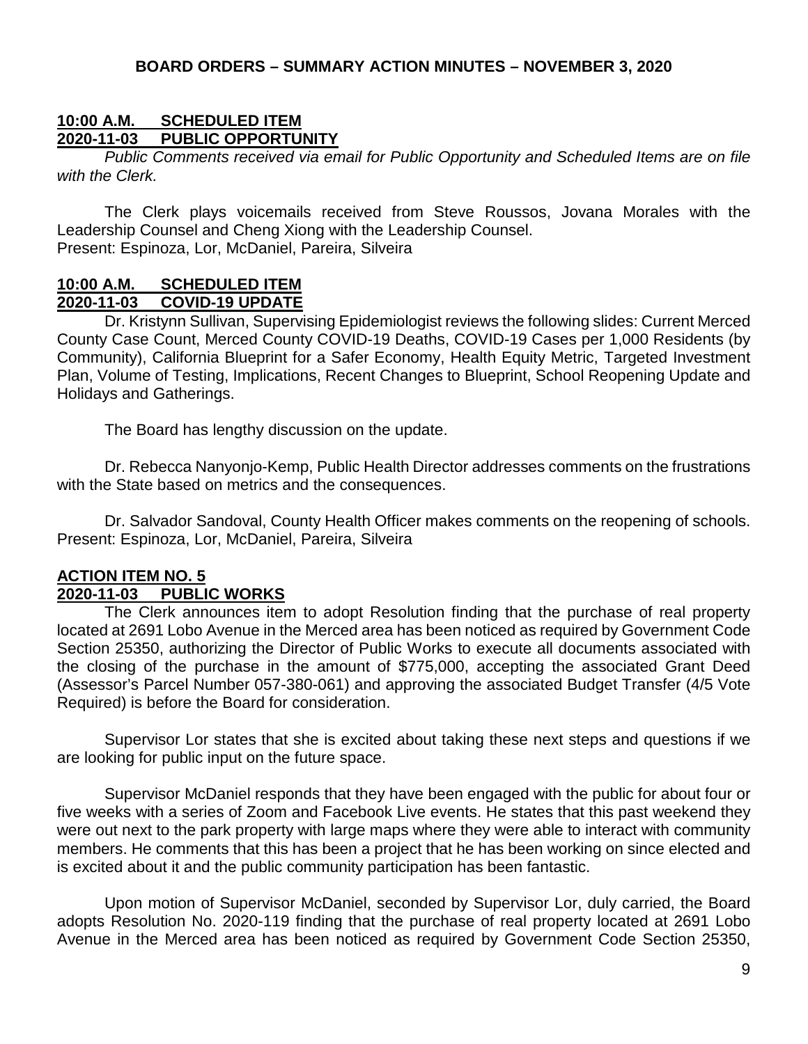## BOARD ORDERS – SUMMARY ACTION MINUTES – NOVEMBER 3, 2020

**10:00 A.M. SCHEDULED ITEM**
**2020-11-03 PUBLIC OPPORTUNITY**

*Public Comments received via email for Public Opportunity and Scheduled Items are on file with the Clerk.*

The Clerk plays voicemails received from Steve Roussos, Jovana Morales with the Leadership Counsel and Cheng Xiong with the Leadership Counsel.
Present: Espinoza, Lor, McDaniel, Pareira, Silveira

**10:00 A.M. SCHEDULED ITEM**
**2020-11-03 COVID-19 UPDATE**

Dr. Kristynn Sullivan, Supervising Epidemiologist reviews the following slides: Current Merced County Case Count, Merced County COVID-19 Deaths, COVID-19 Cases per 1,000 Residents (by Community), California Blueprint for a Safer Economy, Health Equity Metric, Targeted Investment Plan, Volume of Testing, Implications, Recent Changes to Blueprint, School Reopening Update and Holidays and Gatherings.

The Board has lengthy discussion on the update.

Dr. Rebecca Nanyonjo-Kemp, Public Health Director addresses comments on the frustrations with the State based on metrics and the consequences.

Dr. Salvador Sandoval, County Health Officer makes comments on the reopening of schools.
Present: Espinoza, Lor, McDaniel, Pareira, Silveira

**ACTION ITEM NO. 5**
**2020-11-03 PUBLIC WORKS**

The Clerk announces item to adopt Resolution finding that the purchase of real property located at 2691 Lobo Avenue in the Merced area has been noticed as required by Government Code Section 25350, authorizing the Director of Public Works to execute all documents associated with the closing of the purchase in the amount of $775,000, accepting the associated Grant Deed (Assessor's Parcel Number 057-380-061) and approving the associated Budget Transfer (4/5 Vote Required) is before the Board for consideration.

Supervisor Lor states that she is excited about taking these next steps and questions if we are looking for public input on the future space.

Supervisor McDaniel responds that they have been engaged with the public for about four or five weeks with a series of Zoom and Facebook Live events. He states that this past weekend they were out next to the park property with large maps where they were able to interact with community members. He comments that this has been a project that he has been working on since elected and is excited about it and the public community participation has been fantastic.

Upon motion of Supervisor McDaniel, seconded by Supervisor Lor, duly carried, the Board adopts Resolution No. 2020-119 finding that the purchase of real property located at 2691 Lobo Avenue in the Merced area has been noticed as required by Government Code Section 25350,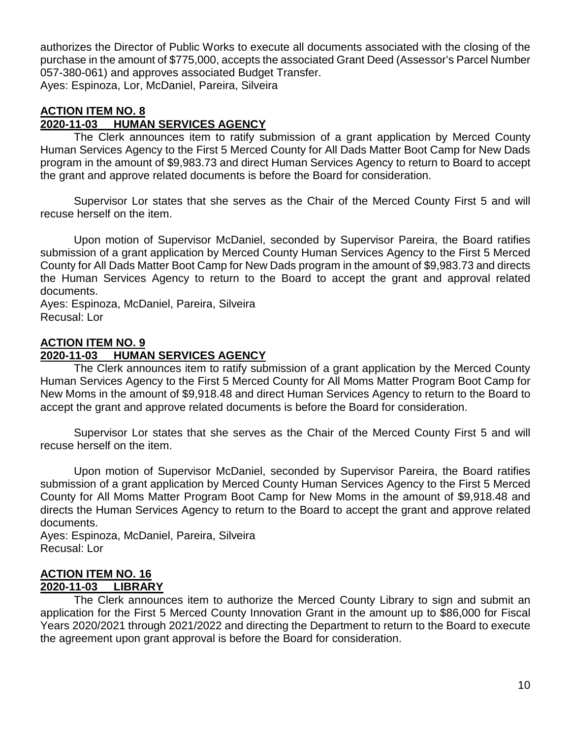authorizes the Director of Public Works to execute all documents associated with the closing of the purchase in the amount of $775,000, accepts the associated Grant Deed (Assessor's Parcel Number 057-380-061) and approves associated Budget Transfer.
Ayes: Espinoza, Lor, McDaniel, Pareira, Silveira

## ACTION ITEM NO. 8
## 2020-11-03 HUMAN SERVICES AGENCY

The Clerk announces item to ratify submission of a grant application by Merced County Human Services Agency to the First 5 Merced County for All Dads Matter Boot Camp for New Dads program in the amount of $9,983.73 and direct Human Services Agency to return to Board to accept the grant and approve related documents is before the Board for consideration.

Supervisor Lor states that she serves as the Chair of the Merced County First 5 and will recuse herself on the item.

Upon motion of Supervisor McDaniel, seconded by Supervisor Pareira, the Board ratifies submission of a grant application by Merced County Human Services Agency to the First 5 Merced County for All Dads Matter Boot Camp for New Dads program in the amount of $9,983.73 and directs the Human Services Agency to return to the Board to accept the grant and approval related documents.
Ayes: Espinoza, McDaniel, Pareira, Silveira
Recusal: Lor

## ACTION ITEM NO. 9
## 2020-11-03 HUMAN SERVICES AGENCY

The Clerk announces item to ratify submission of a grant application by the Merced County Human Services Agency to the First 5 Merced County for All Moms Matter Program Boot Camp for New Moms in the amount of $9,918.48 and direct Human Services Agency to return to the Board to accept the grant and approve related documents is before the Board for consideration.

Supervisor Lor states that she serves as the Chair of the Merced County First 5 and will recuse herself on the item.

Upon motion of Supervisor McDaniel, seconded by Supervisor Pareira, the Board ratifies submission of a grant application by Merced County Human Services Agency to the First 5 Merced County for All Moms Matter Program Boot Camp for New Moms in the amount of $9,918.48 and directs the Human Services Agency to return to the Board to accept the grant and approve related documents.
Ayes: Espinoza, McDaniel, Pareira, Silveira
Recusal: Lor

## ACTION ITEM NO. 16
## 2020-11-03 LIBRARY

The Clerk announces item to authorize the Merced County Library to sign and submit an application for the First 5 Merced County Innovation Grant in the amount up to $86,000 for Fiscal Years 2020/2021 through 2021/2022 and directing the Department to return to the Board to execute the agreement upon grant approval is before the Board for consideration.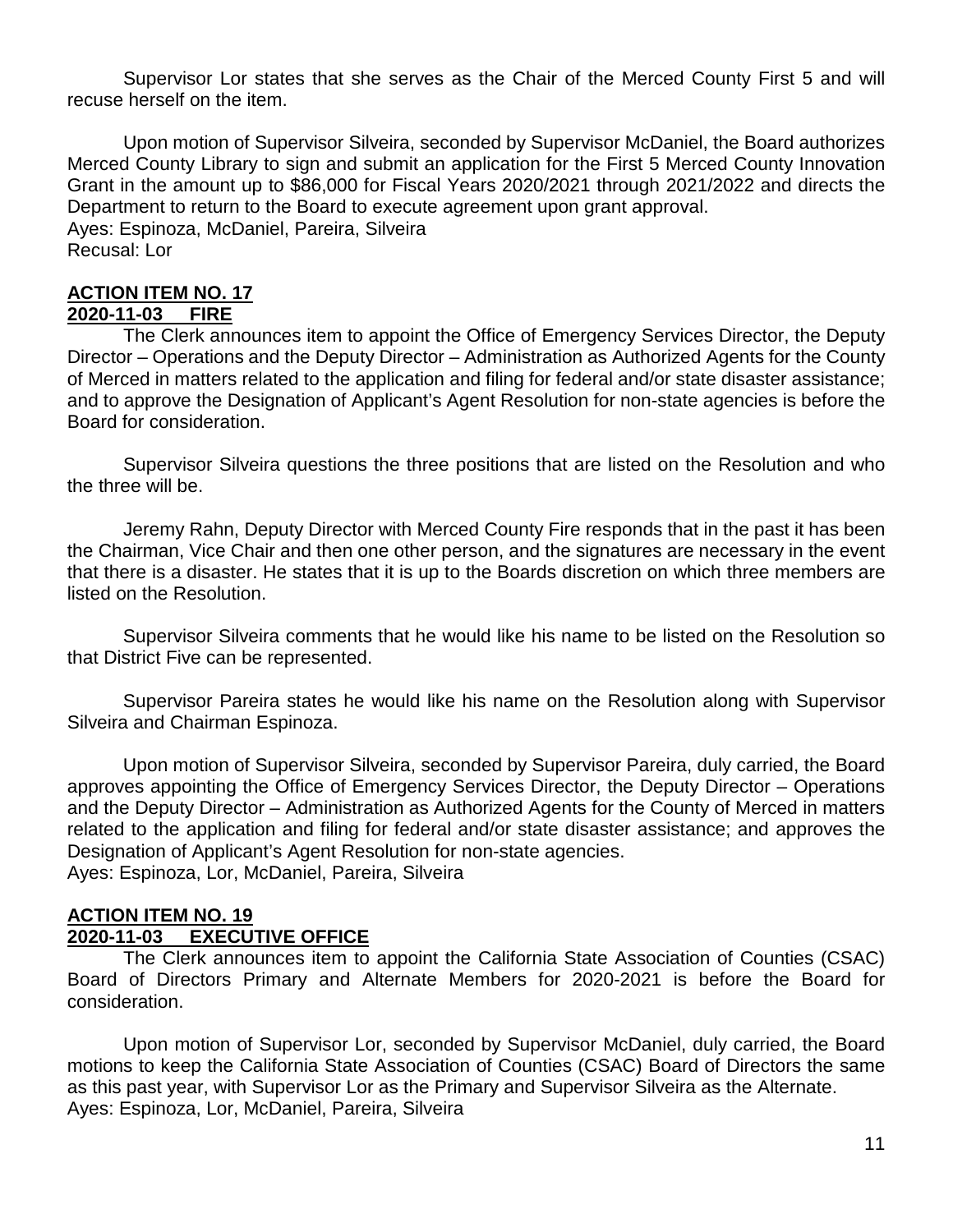Supervisor Lor states that she serves as the Chair of the Merced County First 5 and will recuse herself on the item.

Upon motion of Supervisor Silveira, seconded by Supervisor McDaniel, the Board authorizes Merced County Library to sign and submit an application for the First 5 Merced County Innovation Grant in the amount up to $86,000 for Fiscal Years 2020/2021 through 2021/2022 and directs the Department to return to the Board to execute agreement upon grant approval.
Ayes: Espinoza, McDaniel, Pareira, Silveira
Recusal: Lor

**ACTION ITEM NO. 17**
**2020-11-03 FIRE**

The Clerk announces item to appoint the Office of Emergency Services Director, the Deputy Director – Operations and the Deputy Director – Administration as Authorized Agents for the County of Merced in matters related to the application and filing for federal and/or state disaster assistance; and to approve the Designation of Applicant's Agent Resolution for non-state agencies is before the Board for consideration.

Supervisor Silveira questions the three positions that are listed on the Resolution and who the three will be.

Jeremy Rahn, Deputy Director with Merced County Fire responds that in the past it has been the Chairman, Vice Chair and then one other person, and the signatures are necessary in the event that there is a disaster. He states that it is up to the Boards discretion on which three members are listed on the Resolution.

Supervisor Silveira comments that he would like his name to be listed on the Resolution so that District Five can be represented.

Supervisor Pareira states he would like his name on the Resolution along with Supervisor Silveira and Chairman Espinoza.

Upon motion of Supervisor Silveira, seconded by Supervisor Pareira, duly carried, the Board approves appointing the Office of Emergency Services Director, the Deputy Director – Operations and the Deputy Director – Administration as Authorized Agents for the County of Merced in matters related to the application and filing for federal and/or state disaster assistance; and approves the Designation of Applicant's Agent Resolution for non-state agencies.
Ayes: Espinoza, Lor, McDaniel, Pareira, Silveira

**ACTION ITEM NO. 19**
**2020-11-03 EXECUTIVE OFFICE**

The Clerk announces item to appoint the California State Association of Counties (CSAC) Board of Directors Primary and Alternate Members for 2020-2021 is before the Board for consideration.

Upon motion of Supervisor Lor, seconded by Supervisor McDaniel, duly carried, the Board motions to keep the California State Association of Counties (CSAC) Board of Directors the same as this past year, with Supervisor Lor as the Primary and Supervisor Silveira as the Alternate.
Ayes: Espinoza, Lor, McDaniel, Pareira, Silveira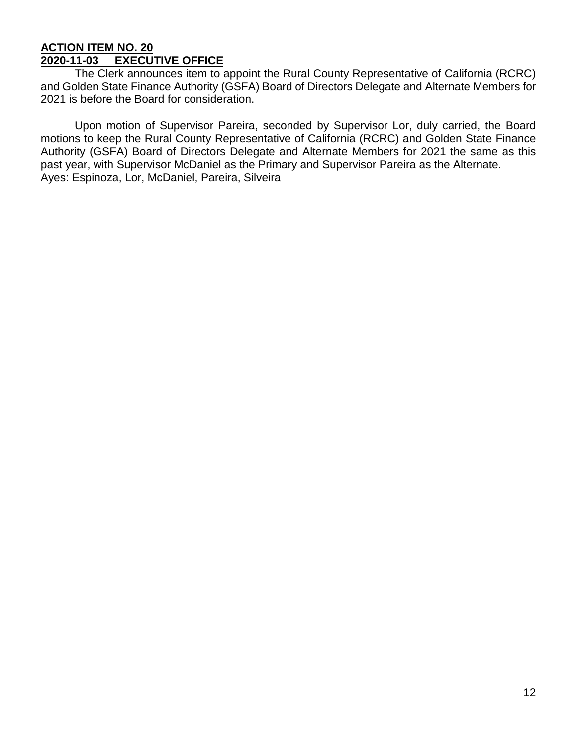**ACTION ITEM NO. 20**
**2020-11-03 EXECUTIVE OFFICE**

The Clerk announces item to appoint the Rural County Representative of California (RCRC) and Golden State Finance Authority (GSFA) Board of Directors Delegate and Alternate Members for 2021 is before the Board for consideration.

Upon motion of Supervisor Pareira, seconded by Supervisor Lor, duly carried, the Board motions to keep the Rural County Representative of California (RCRC) and Golden State Finance Authority (GSFA) Board of Directors Delegate and Alternate Members for 2021 the same as this past year, with Supervisor McDaniel as the Primary and Supervisor Pareira as the Alternate.
Ayes: Espinoza, Lor, McDaniel, Pareira, Silveira